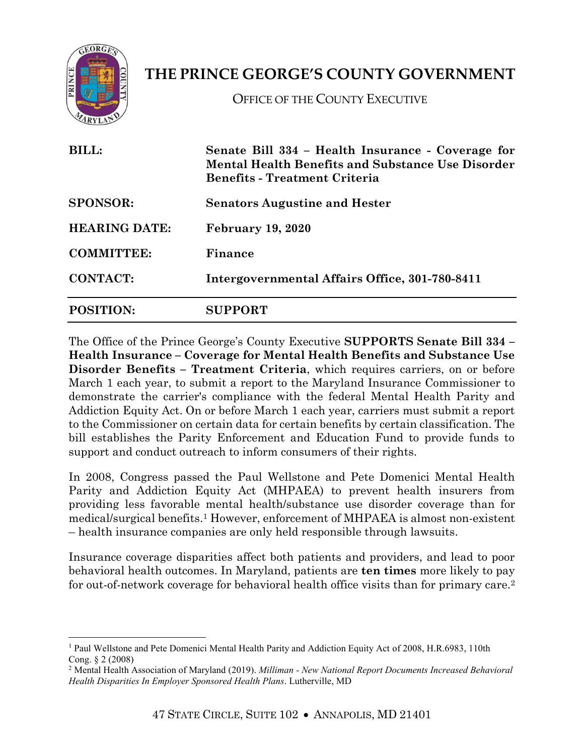# THE PRINCE GEORGE'S COUNTY GOVERNMENT

OFFICE OF THE COUNTY EXECUTIVE

| | |
|---|---|
| **BILL:** | **Senate Bill 334 – Health Insurance - Coverage for Mental Health Benefits and Substance Use Disorder Benefits - Treatment Criteria** |
| **SPONSOR:** | **Senators Augustine and Hester** |
| **HEARING DATE:** | **February 19, 2020** |
| **COMMITTEE:** | **Finance** |
| **CONTACT:** | **Intergovernmental Affairs Office, 301-780-8411** |
| **POSITION:** | **SUPPORT** |

The Office of the Prince George's County Executive **SUPPORTS Senate Bill 334 – Health Insurance – Coverage for Mental Health Benefits and Substance Use Disorder Benefits – Treatment Criteria**, which requires carriers, on or before March 1 each year, to submit a report to the Maryland Insurance Commissioner to demonstrate the carrier's compliance with the federal Mental Health Parity and Addiction Equity Act. On or before March 1 each year, carriers must submit a report to the Commissioner on certain data for certain benefits by certain classification. The bill establishes the Parity Enforcement and Education Fund to provide funds to support and conduct outreach to inform consumers of their rights.

In 2008, Congress passed the Paul Wellstone and Pete Domenici Mental Health Parity and Addiction Equity Act (MHPAEA) to prevent health insurers from providing less favorable mental health/substance use disorder coverage than for medical/surgical benefits.[1] However, enforcement of MHPAEA is almost non-existent – health insurance companies are only held responsible through lawsuits.

Insurance coverage disparities affect both patients and providers, and lead to poor behavioral health outcomes. In Maryland, patients are **ten times** more likely to pay for out-of-network coverage for behavioral health office visits than for primary care.[2]

---

[1] Paul Wellstone and Pete Domenici Mental Health Parity and Addiction Equity Act of 2008, H.R.6983, 110th Cong. § 2 (2008)

[2] Mental Health Association of Maryland (2019). *Milliman - New National Report Documents Increased Behavioral Health Disparities In Employer Sponsored Health Plans*. Lutherville, MD

47 STATE CIRCLE, SUITE 102 • ANNAPOLIS, MD 21401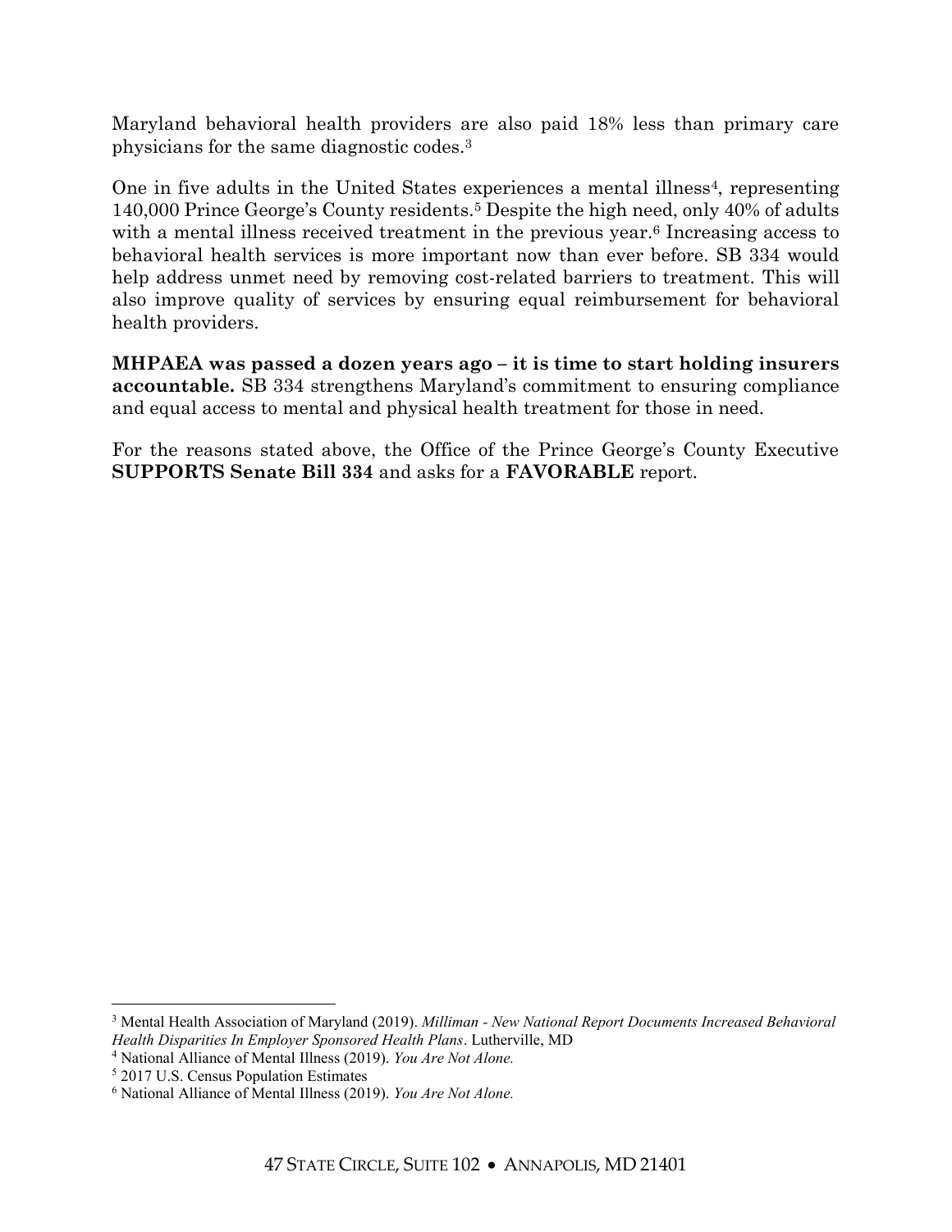Maryland behavioral health providers are also paid 18% less than primary care physicians for the same diagnostic codes.[3]

One in five adults in the United States experiences a mental illness[4], representing 140,000 Prince George's County residents.[5] Despite the high need, only 40% of adults with a mental illness received treatment in the previous year.[6] Increasing access to behavioral health services is more important now than ever before. SB 334 would help address unmet need by removing cost-related barriers to treatment. This will also improve quality of services by ensuring equal reimbursement for behavioral health providers.

**MHPAEA was passed a dozen years ago – it is time to start holding insurers accountable.** SB 334 strengthens Maryland's commitment to ensuring compliance and equal access to mental and physical health treatment for those in need.

For the reasons stated above, the Office of the Prince George's County Executive **SUPPORTS Senate Bill 334** and asks for a **FAVORABLE** report.

---

[3] Mental Health Association of Maryland (2019). *Milliman - New National Report Documents Increased Behavioral Health Disparities In Employer Sponsored Health Plans*. Lutherville, MD

[4] National Alliance of Mental Illness (2019). *You Are Not Alone.*

[5] 2017 U.S. Census Population Estimates

[6] National Alliance of Mental Illness (2019). *You Are Not Alone.*

47 STATE CIRCLE, SUITE 102 • ANNAPOLIS, MD 21401